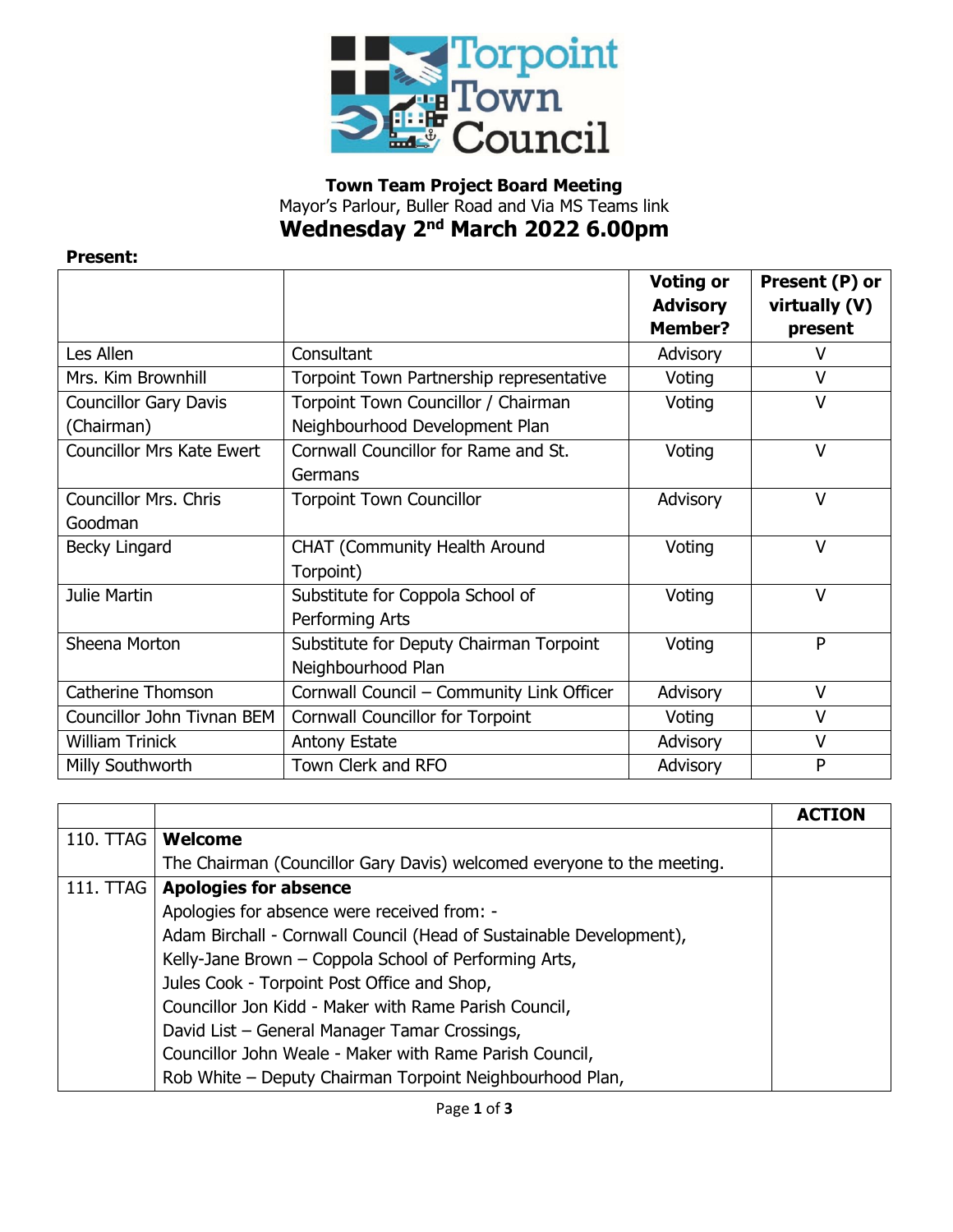**Town Team Project Board Meeting**
Mayor's Parlour, Buller Road and Via MS Teams link

# Wednesday 2nd March 2022 6.00pm

**Present:**

| | | Voting or Advisory Member? | Present (P) or virtually (V) present |
|---|---|---|---|
| Les Allen | Consultant | Advisory | V |
| Mrs. Kim Brownhill | Torpoint Town Partnership representative | Voting | V |
| Councillor Gary Davis (Chairman) | Torpoint Town Councillor / Chairman Neighbourhood Development Plan | Voting | V |
| Councillor Mrs Kate Ewert | Cornwall Councillor for Rame and St. Germans | Voting | V |
| Councillor Mrs. Chris Goodman | Torpoint Town Councillor | Advisory | V |
| Becky Lingard | CHAT (Community Health Around Torpoint) | Voting | V |
| Julie Martin | Substitute for Coppola School of Performing Arts | Voting | V |
| Sheena Morton | Substitute for Deputy Chairman Torpoint Neighbourhood Plan | Voting | P |
| Catherine Thomson | Cornwall Council – Community Link Officer | Advisory | V |
| Councillor John Tivnan BEM | Cornwall Councillor for Torpoint | Voting | V |
| William Trinick | Antony Estate | Advisory | V |
| Milly Southworth | Town Clerk and RFO | Advisory | P |

| | | ACTION |
|---|---|---|
| 110. TTAG | **Welcome**<br>The Chairman (Councillor Gary Davis) welcomed everyone to the meeting. | |
| 111. TTAG | **Apologies for absence**<br>Apologies for absence were received from: -<br>Adam Birchall - Cornwall Council (Head of Sustainable Development),<br>Kelly-Jane Brown – Coppola School of Performing Arts,<br>Jules Cook - Torpoint Post Office and Shop,<br>Councillor Jon Kidd - Maker with Rame Parish Council,<br>David List – General Manager Tamar Crossings,<br>Councillor John Weale - Maker with Rame Parish Council,<br>Rob White – Deputy Chairman Torpoint Neighbourhood Plan, | |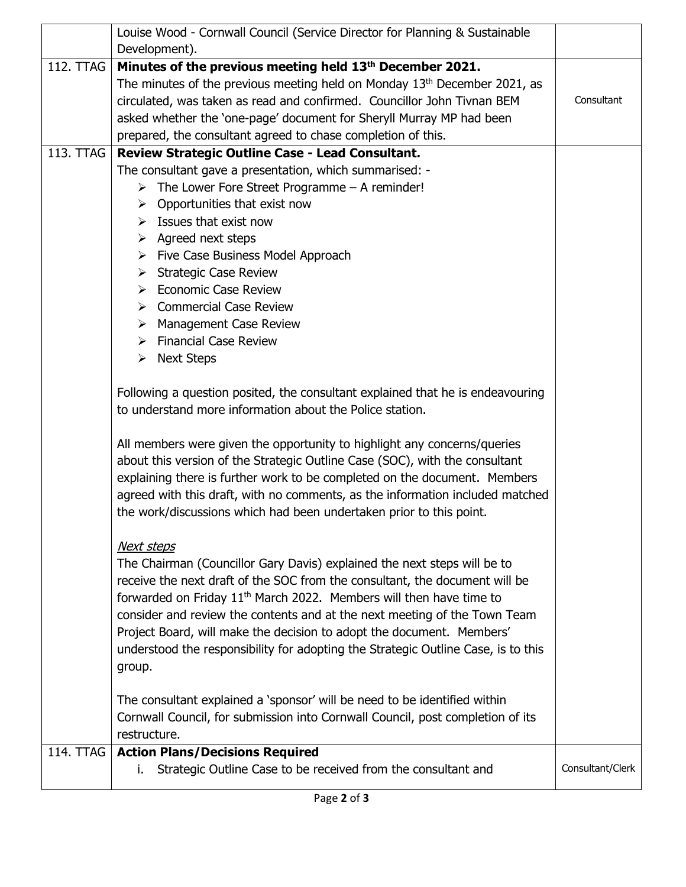| | | |
|---|---|---|
| | Louise Wood - Cornwall Council (Service Director for Planning & Sustainable Development). | |
| 112. TTAG | **Minutes of the previous meeting held 13th December 2021.**<br>The minutes of the previous meeting held on Monday 13th December 2021, as circulated, was taken as read and confirmed. Councillor John Tivnan BEM asked whether the 'one-page' document for Sheryll Murray MP had been prepared, the consultant agreed to chase completion of this. | Consultant |
| 113. TTAG | **Review Strategic Outline Case - Lead Consultant.**<br>The consultant gave a presentation, which summarised: -<br>➢ The Lower Fore Street Programme – A reminder!<br>➢ Opportunities that exist now<br>➢ Issues that exist now<br>➢ Agreed next steps<br>➢ Five Case Business Model Approach<br>➢ Strategic Case Review<br>➢ Economic Case Review<br>➢ Commercial Case Review<br>➢ Management Case Review<br>➢ Financial Case Review<br>➢ Next Steps<br><br>Following a question posited, the consultant explained that he is endeavouring to understand more information about the Police station.<br><br>All members were given the opportunity to highlight any concerns/queries about this version of the Strategic Outline Case (SOC), with the consultant explaining there is further work to be completed on the document. Members agreed with this draft, with no comments, as the information included matched the work/discussions which had been undertaken prior to this point.<br><br>*Next steps*<br>The Chairman (Councillor Gary Davis) explained the next steps will be to receive the next draft of the SOC from the consultant, the document will be forwarded on Friday 11th March 2022. Members will then have time to consider and review the contents and at the next meeting of the Town Team Project Board, will make the decision to adopt the document. Members' understood the responsibility for adopting the Strategic Outline Case, is to this group.<br><br>The consultant explained a 'sponsor' will be need to be identified within Cornwall Council, for submission into Cornwall Council, post completion of its restructure. | |
| 114. TTAG | **Action Plans/Decisions Required**<br>i. Strategic Outline Case to be received from the consultant and | Consultant/Clerk |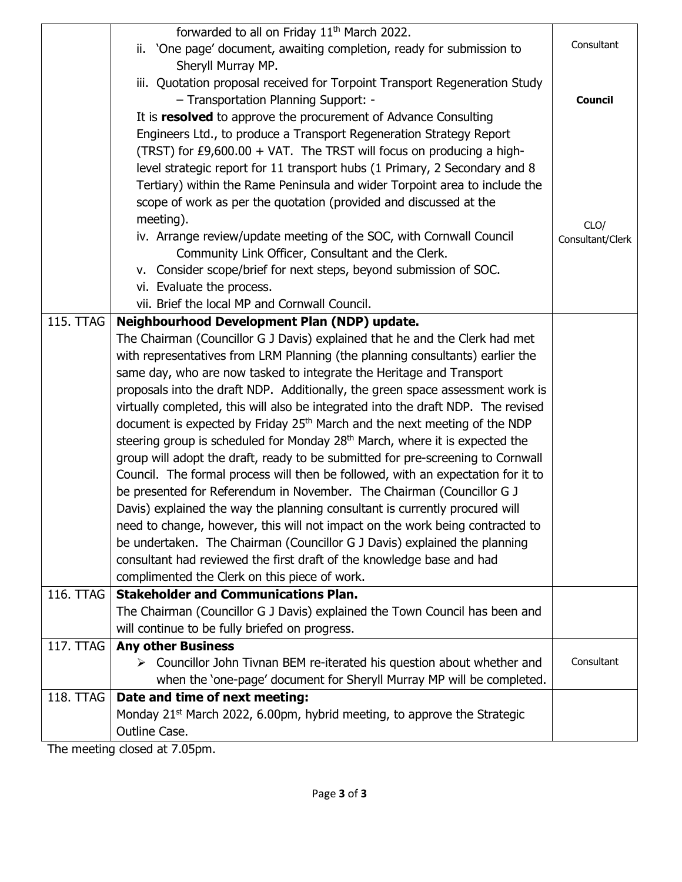| | | |
|---|---|---|
| | forwarded to all on Friday 11th March 2022.<br>ii. 'One page' document, awaiting completion, ready for submission to Sheryll Murray MP.<br>iii. Quotation proposal received for Torpoint Transport Regeneration Study – Transportation Planning Support: -<br>It is **resolved** to approve the procurement of Advance Consulting Engineers Ltd., to produce a Transport Regeneration Strategy Report (TRST) for £9,600.00 + VAT. The TRST will focus on producing a high-level strategic report for 11 transport hubs (1 Primary, 2 Secondary and 8 Tertiary) within the Rame Peninsula and wider Torpoint area to include the scope of work as per the quotation (provided and discussed at the meeting).<br>iv. Arrange review/update meeting of the SOC, with Cornwall Council Community Link Officer, Consultant and the Clerk.<br>v. Consider scope/brief for next steps, beyond submission of SOC.<br>vi. Evaluate the process.<br>vii. Brief the local MP and Cornwall Council. | Consultant<br><br>**Council**<br><br>CLO/ Consultant/Clerk |
| 115. TTAG | **Neighbourhood Development Plan (NDP) update.**<br>The Chairman (Councillor G J Davis) explained that he and the Clerk had met with representatives from LRM Planning (the planning consultants) earlier the same day, who are now tasked to integrate the Heritage and Transport proposals into the draft NDP. Additionally, the green space assessment work is virtually completed, this will also be integrated into the draft NDP. The revised document is expected by Friday 25th March and the next meeting of the NDP steering group is scheduled for Monday 28th March, where it is expected the group will adopt the draft, ready to be submitted for pre-screening to Cornwall Council. The formal process will then be followed, with an expectation for it to be presented for Referendum in November. The Chairman (Councillor G J Davis) explained the way the planning consultant is currently procured will need to change, however, this will not impact on the work being contracted to be undertaken. The Chairman (Councillor G J Davis) explained the planning consultant had reviewed the first draft of the knowledge base and had complimented the Clerk on this piece of work. | |
| 116. TTAG | **Stakeholder and Communications Plan.**<br>The Chairman (Councillor G J Davis) explained the Town Council has been and will continue to be fully briefed on progress. | |
| 117. TTAG | **Any other Business**<br>➢ Councillor John Tivnan BEM re-iterated his question about whether and when the 'one-page' document for Sheryll Murray MP will be completed. | Consultant |
| 118. TTAG | **Date and time of next meeting:**<br>Monday 21st March 2022, 6.00pm, hybrid meeting, to approve the Strategic Outline Case. | |

The meeting closed at 7.05pm.